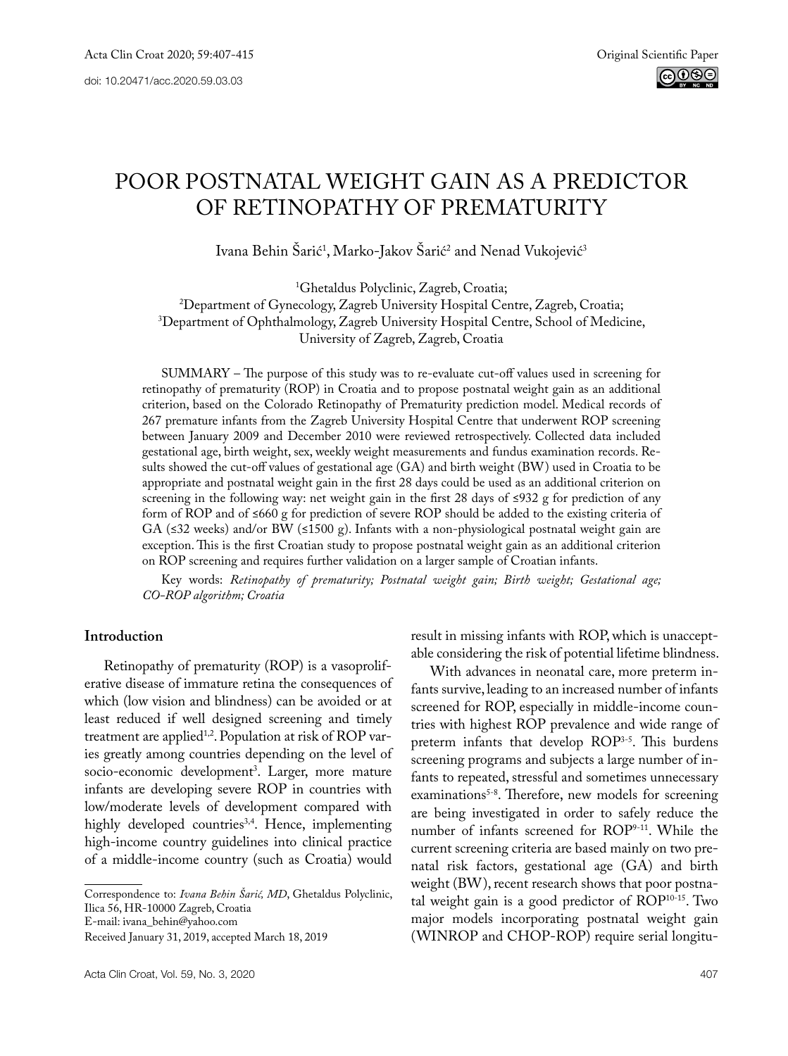Original Scientific Paper

doi: 10.20471/acc.2020.59.03.03

# POOR POSTNATAL WEIGHT GAIN AS A PREDICTOR OF RETINOPATHY OF PREMATURITY

Ivana Behin Šarić[1], Marko-Jakov Šarić[2] and Nenad Vukojević[3]

[1]Ghetaldus Polyclinic, Zagreb, Croatia;
[2]Department of Gynecology, Zagreb University Hospital Centre, Zagreb, Croatia;
[3]Department of Ophthalmology, Zagreb University Hospital Centre, School of Medicine, University of Zagreb, Zagreb, Croatia

SUMMARY – The purpose of this study was to re-evaluate cut-off values used in screening for retinopathy of prematurity (ROP) in Croatia and to propose postnatal weight gain as an additional criterion, based on the Colorado Retinopathy of Prematurity prediction model. Medical records of 267 premature infants from the Zagreb University Hospital Centre that underwent ROP screening between January 2009 and December 2010 were reviewed retrospectively. Collected data included gestational age, birth weight, sex, weekly weight measurements and fundus examination records. Results showed the cut-off values of gestational age (GA) and birth weight (BW) used in Croatia to be appropriate and postnatal weight gain in the first 28 days could be used as an additional criterion on screening in the following way: net weight gain in the first 28 days of ≤932 g for prediction of any form of ROP and of ≤660 g for prediction of severe ROP should be added to the existing criteria of GA (≤32 weeks) and/or BW (≤1500 g). Infants with a non-physiological postnatal weight gain are exception. This is the first Croatian study to propose postnatal weight gain as an additional criterion on ROP screening and requires further validation on a larger sample of Croatian infants.

Key words: *Retinopathy of prematurity; Postnatal weight gain; Birth weight; Gestational age; CO-ROP algorithm; Croatia*

## Introduction

Retinopathy of prematurity (ROP) is a vasoproliferative disease of immature retina the consequences of which (low vision and blindness) can be avoided or at least reduced if well designed screening and timely treatment are applied[1,2]. Population at risk of ROP varies greatly among countries depending on the level of socio-economic development[3]. Larger, more mature infants are developing severe ROP in countries with low/moderate levels of development compared with highly developed countries[3,4]. Hence, implementing high-income country guidelines into clinical practice of a middle-income country (such as Croatia) would result in missing infants with ROP, which is unacceptable considering the risk of potential lifetime blindness.

With advances in neonatal care, more preterm infants survive, leading to an increased number of infants screened for ROP, especially in middle-income countries with highest ROP prevalence and wide range of preterm infants that develop ROP[3-5]. This burdens screening programs and subjects a large number of infants to repeated, stressful and sometimes unnecessary examinations[5-8]. Therefore, new models for screening are being investigated in order to safely reduce the number of infants screened for ROP[9-11]. While the current screening criteria are based mainly on two prenatal risk factors, gestational age (GA) and birth weight (BW), recent research shows that poor postnatal weight gain is a good predictor of ROP[10-15]. Two major models incorporating postnatal weight gain (WINROP and CHOP-ROP) require serial longitu-

Correspondence to: *Ivana Behin Šarić, MD*, Ghetaldus Polyclinic, Ilica 56, HR-10000 Zagreb, Croatia
E-mail: ivana_behin@yahoo.com
Received January 31, 2019, accepted March 18, 2019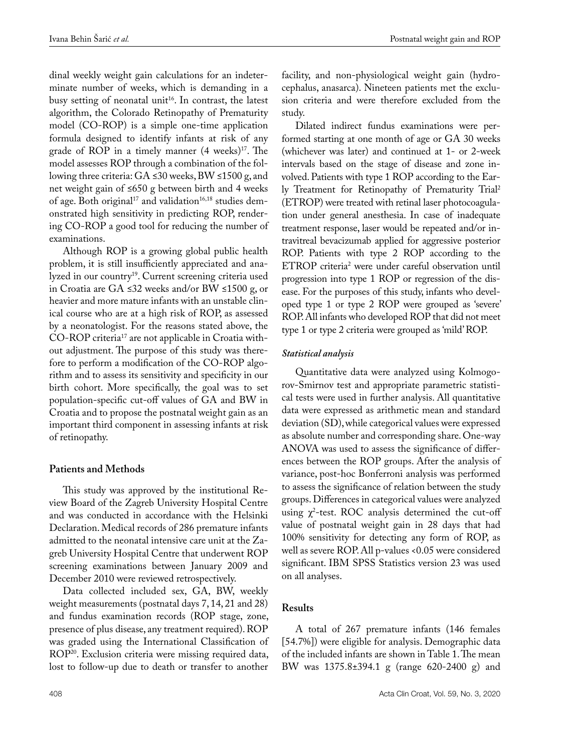dinal weekly weight gain calculations for an indeterminate number of weeks, which is demanding in a busy setting of neonatal unit[16]. In contrast, the latest algorithm, the Colorado Retinopathy of Prematurity model (CO-ROP) is a simple one-time application formula designed to identify infants at risk of any grade of ROP in a timely manner (4 weeks)[17]. The model assesses ROP through a combination of the following three criteria: GA ≤30 weeks, BW ≤1500 g, and net weight gain of ≤650 g between birth and 4 weeks of age. Both original[17] and validation[16,18] studies demonstrated high sensitivity in predicting ROP, rendering CO-ROP a good tool for reducing the number of examinations.

Although ROP is a growing global public health problem, it is still insufficiently appreciated and analyzed in our country[19]. Current screening criteria used in Croatia are GA ≤32 weeks and/or BW ≤1500 g, or heavier and more mature infants with an unstable clinical course who are at a high risk of ROP, as assessed by a neonatologist. For the reasons stated above, the CO-ROP criteria[17] are not applicable in Croatia without adjustment. The purpose of this study was therefore to perform a modification of the CO-ROP algorithm and to assess its sensitivity and specificity in our birth cohort. More specifically, the goal was to set population-specific cut-off values of GA and BW in Croatia and to propose the postnatal weight gain as an important third component in assessing infants at risk of retinopathy.

## Patients and Methods

This study was approved by the institutional Review Board of the Zagreb University Hospital Centre and was conducted in accordance with the Helsinki Declaration. Medical records of 286 premature infants admitted to the neonatal intensive care unit at the Zagreb University Hospital Centre that underwent ROP screening examinations between January 2009 and December 2010 were reviewed retrospectively.

Data collected included sex, GA, BW, weekly weight measurements (postnatal days 7, 14, 21 and 28) and fundus examination records (ROP stage, zone, presence of plus disease, any treatment required). ROP was graded using the International Classification of ROP[20]. Exclusion criteria were missing required data, lost to follow-up due to death or transfer to another facility, and non-physiological weight gain (hydrocephalus, anasarca). Nineteen patients met the exclusion criteria and were therefore excluded from the study.

Dilated indirect fundus examinations were performed starting at one month of age or GA 30 weeks (whichever was later) and continued at 1- or 2-week intervals based on the stage of disease and zone involved. Patients with type 1 ROP according to the Early Treatment for Retinopathy of Prematurity Trial[2] (ETROP) were treated with retinal laser photocoagulation under general anesthesia. In case of inadequate treatment response, laser would be repeated and/or intravitreal bevacizumab applied for aggressive posterior ROP. Patients with type 2 ROP according to the ETROP criteria[2] were under careful observation until progression into type 1 ROP or regression of the disease. For the purposes of this study, infants who developed type 1 or type 2 ROP were grouped as 'severe' ROP. All infants who developed ROP that did not meet type 1 or type 2 criteria were grouped as 'mild' ROP.

### *Statistical analysis*

Quantitative data were analyzed using Kolmogorov-Smirnov test and appropriate parametric statistical tests were used in further analysis. All quantitative data were expressed as arithmetic mean and standard deviation (SD), while categorical values were expressed as absolute number and corresponding share. One-way ANOVA was used to assess the significance of differences between the ROP groups. After the analysis of variance, post-hoc Bonferroni analysis was performed to assess the significance of relation between the study groups. Differences in categorical values were analyzed using $\chi^2$-test. ROC analysis determined the cut-off value of postnatal weight gain in 28 days that had 100% sensitivity for detecting any form of ROP, as well as severe ROP. All p-values <0.05 were considered significant. IBM SPSS Statistics version 23 was used on all analyses.

## Results

A total of 267 premature infants (146 females [54.7%]) were eligible for analysis. Demographic data of the included infants are shown in Table 1. The mean BW was 1375.8±394.1 g (range 620-2400 g) and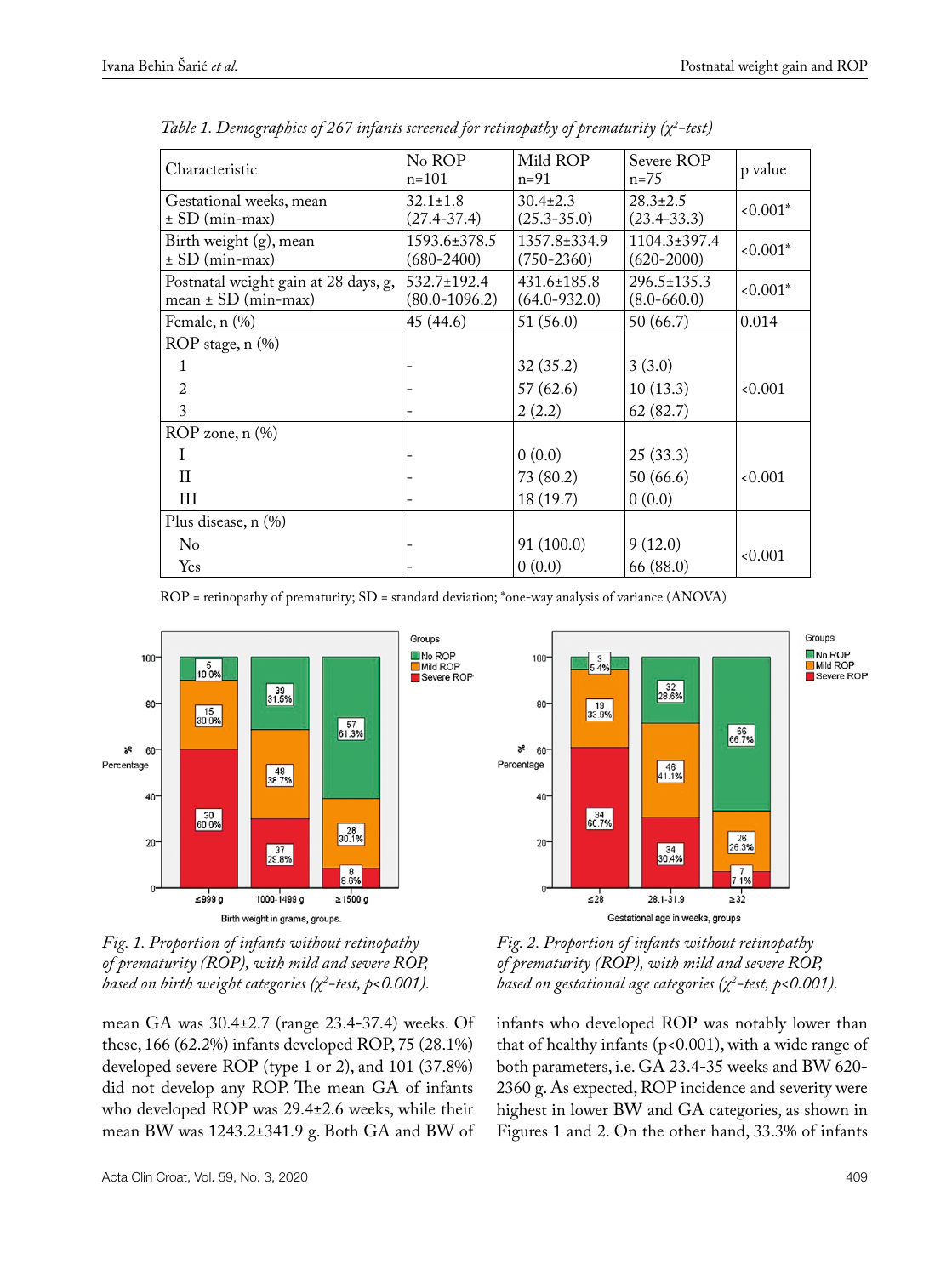*Table 1. Demographics of 267 infants screened for retinopathy of prematurity ($\chi^2$-test)*

| Characteristic | No ROP n=101 | Mild ROP n=91 | Severe ROP n=75 | p value |
|---|---|---|---|---|
| Gestational weeks, mean ± SD (min-max) | 32.1±1.8 (27.4-37.4) | 30.4±2.3 (25.3-35.0) | 28.3±2.5 (23.4-33.3) | <0.001* |
| Birth weight (g), mean ± SD (min-max) | 1593.6±378.5 (680-2400) | 1357.8±334.9 (750-2360) | 1104.3±397.4 (620-2000) | <0.001* |
| Postnatal weight gain at 28 days, g, mean ± SD (min-max) | 532.7±192.4 (80.0-1096.2) | 431.6±185.8 (64.0-932.0) | 296.5±135.3 (8.0-660.0) | <0.001* |
| Female, n (%) | 45 (44.6) | 51 (56.0) | 50 (66.7) | 0.014 |
| ROP stage, n (%) | | | | <0.001 |
| 1 | - | 32 (35.2) | 3 (3.0) | |
| 2 | - | 57 (62.6) | 10 (13.3) | |
| 3 | - | 2 (2.2) | 62 (82.7) | |
| ROP zone, n (%) | | | | <0.001 |
| I | - | 0 (0.0) | 25 (33.3) | |
| II | - | 73 (80.2) | 50 (66.6) | |
| III | - | 18 (19.7) | 0 (0.0) | |
| Plus disease, n (%) | | | | <0.001 |
| No | - | 91 (100.0) | 9 (12.0) | |
| Yes | - | 0 (0.0) | 66 (88.0) | |

ROP = retinopathy of prematurity; SD = standard deviation; *one-way analysis of variance (ANOVA)

*Fig. 1. Proportion of infants without retinopathy of prematurity (ROP), with mild and severe ROP, based on birth weight categories ($\chi^2$-test, $p<0.001$).*

*Fig. 2. Proportion of infants without retinopathy of prematurity (ROP), with mild and severe ROP, based on gestational age categories ($\chi^2$-test, $p<0.001$).*

mean GA was 30.4±2.7 (range 23.4-37.4) weeks. Of these, 166 (62.2%) infants developed ROP, 75 (28.1%) developed severe ROP (type 1 or 2), and 101 (37.8%) did not develop any ROP. The mean GA of infants who developed ROP was 29.4±2.6 weeks, while their mean BW was 1243.2±341.9 g. Both GA and BW of infants who developed ROP was notably lower than that of healthy infants (p<0.001), with a wide range of both parameters, i.e. GA 23.4-35 weeks and BW 620-2360 g. As expected, ROP incidence and severity were highest in lower BW and GA categories, as shown in Figures 1 and 2. On the other hand, 33.3% of infants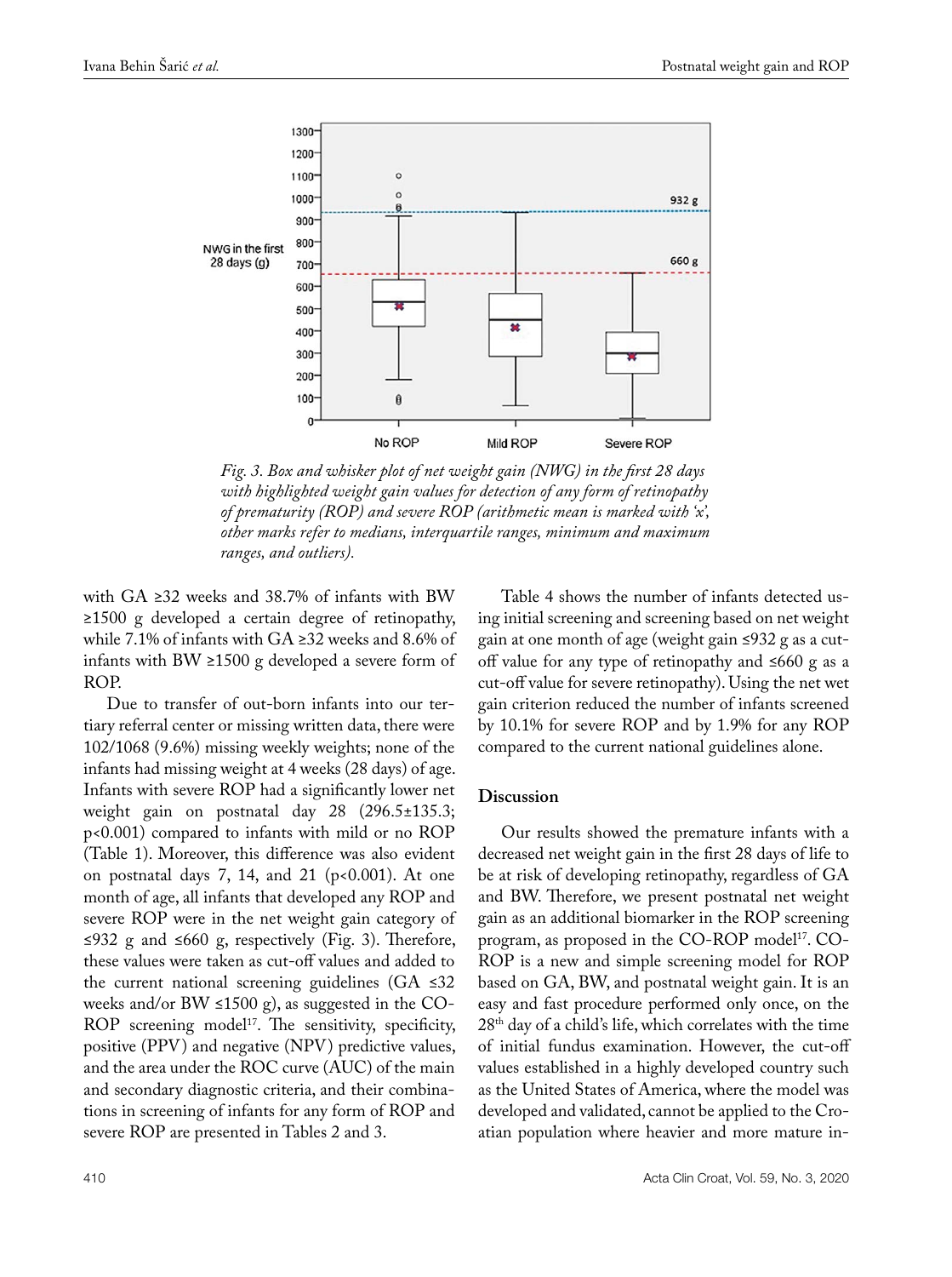*Fig. 3. Box and whisker plot of net weight gain (NWG) in the first 28 days with highlighted weight gain values for detection of any form of retinopathy of prematurity (ROP) and severe ROP (arithmetic mean is marked with 'x', other marks refer to medians, interquartile ranges, minimum and maximum ranges, and outliers).*

with GA ≥32 weeks and 38.7% of infants with BW ≥1500 g developed a certain degree of retinopathy, while 7.1% of infants with GA ≥32 weeks and 8.6% of infants with BW ≥1500 g developed a severe form of ROP.

Due to transfer of out-born infants into our tertiary referral center or missing written data, there were 102/1068 (9.6%) missing weekly weights; none of the infants had missing weight at 4 weeks (28 days) of age. Infants with severe ROP had a significantly lower net weight gain on postnatal day 28 (296.5±135.3; p<0.001) compared to infants with mild or no ROP (Table 1). Moreover, this difference was also evident on postnatal days 7, 14, and 21 (p<0.001). At one month of age, all infants that developed any ROP and severe ROP were in the net weight gain category of ≤932 g and ≤660 g, respectively (Fig. 3). Therefore, these values were taken as cut-off values and added to the current national screening guidelines (GA ≤32 weeks and/or BW ≤1500 g), as suggested in the CO-ROP screening model[17]. The sensitivity, specificity, positive (PPV) and negative (NPV) predictive values, and the area under the ROC curve (AUC) of the main and secondary diagnostic criteria, and their combinations in screening of infants for any form of ROP and severe ROP are presented in Tables 2 and 3.

Table 4 shows the number of infants detected using initial screening and screening based on net weight gain at one month of age (weight gain ≤932 g as a cut-off value for any type of retinopathy and ≤660 g as a cut-off value for severe retinopathy). Using the net wet gain criterion reduced the number of infants screened by 10.1% for severe ROP and by 1.9% for any ROP compared to the current national guidelines alone.

## Discussion

Our results showed the premature infants with a decreased net weight gain in the first 28 days of life to be at risk of developing retinopathy, regardless of GA and BW. Therefore, we present postnatal net weight gain as an additional biomarker in the ROP screening program, as proposed in the CO-ROP model[17]. CO-ROP is a new and simple screening model for ROP based on GA, BW, and postnatal weight gain. It is an easy and fast procedure performed only once, on the 28th day of a child's life, which correlates with the time of initial fundus examination. However, the cut-off values established in a highly developed country such as the United States of America, where the model was developed and validated, cannot be applied to the Croatian population where heavier and more mature in-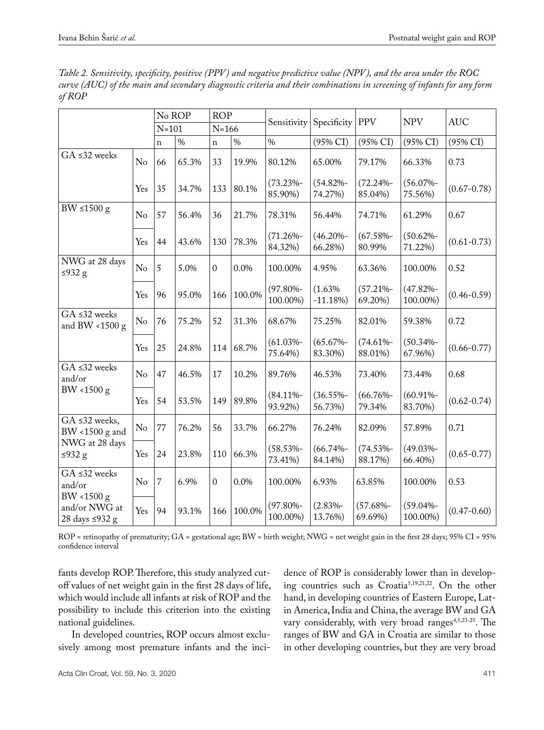*Table 2. Sensitivity, specificity, positive (PPV) and negative predictive value (NPV), and the area under the ROC curve (AUC) of the main and secondary diagnostic criteria and their combinations in screening of infants for any form of ROP*

| | | No ROP | | ROP | | Sensitivity | Specificity | PPV | NPV | AUC |
|---|---|---|---|---|---|---|---|---|---|---|
| | | N=101 | | N=166 | | | | | | |
| | | n | % | n | % | % | (95% CI) | (95% CI) | (95% CI) | (95% CI) |
| GA ≤32 weeks | No | 66 | 65.3% | 33 | 19.9% | 80.12% | 65.00% | 79.17% | 66.33% | 0.73 |
| | Yes | 35 | 34.7% | 133 | 80.1% | (73.23%-85.90%) | (54.82%-74.27%) | (72.24%-85.04%) | (56.07%-75.56%) | (0.67-0.78) |
| BW ≤1500 g | No | 57 | 56.4% | 36 | 21.7% | 78.31% | 56.44% | 74.71% | 61.29% | 0.67 |
| | Yes | 44 | 43.6% | 130 | 78.3% | (71.26%-84.32%) | (46.20%-66.28%) | (67.58%-80.99%) | (50.62%-71.22%) | (0.61-0.73) |
| NWG at 28 days ≤932 g | No | 5 | 5.0% | 0 | 0.0% | 100.00% | 4.95% | 63.36% | 100.00% | 0.52 |
| | Yes | 96 | 95.0% | 166 | 100.0% | (97.80%-100.00%) | (1.63% -11.18%) | (57.21%-69.20%) | (47.82%-100.00%) | (0.46-0.59) |
| GA ≤32 weeks and BW <1500 g | No | 76 | 75.2% | 52 | 31.3% | 68.67% | 75.25% | 82.01% | 59.38% | 0.72 |
| | Yes | 25 | 24.8% | 114 | 68.7% | (61.03%-75.64%) | (65.67%-83.30%) | (74.61%-88.01%) | (50.34%-67.96%) | (0.66-0.77) |
| GA ≤32 weeks and/or BW <1500 g | No | 47 | 46.5% | 17 | 10.2% | 89.76% | 46.53% | 73.40% | 73.44% | 0.68 |
| | Yes | 54 | 53.5% | 149 | 89.8% | (84.11%-93.92%) | (36.55%-56.73%) | (66.76%-79.34%) | (60.91%-83.70%) | (0.62-0.74) |
| GA ≤32 weeks, BW <1500 g and NWG at 28 days ≤932 g | No | 77 | 76.2% | 56 | 33.7% | 66.27% | 76.24% | 82.09% | 57.89% | 0.71 |
| | Yes | 24 | 23.8% | 110 | 66.3% | (58.53%-73.41%) | (66.74%-84.14%) | (74.53%-88.17%) | (49.03%-66.40%) | (0.65-0.77) |
| GA ≤32 weeks and/or BW <1500 g and/or NWG at 28 days ≤932 g | No | 7 | 6.9% | 0 | 0.0% | 100.00% | 6.93% | 63.85% | 100.00% | 0.53 |
| | Yes | 94 | 93.1% | 166 | 100.0% | (97.80%-100.00%) | (2.83%-13.76%) | (57.68%-69.69%) | (59.04%-100.00%) | (0.47-0.60) |

ROP = retinopathy of prematurity; GA = gestational age; BW = birth weight; NWG = net weight gain in the first 28 days; 95% CI = 95% confidence interval

fants develop ROP. Therefore, this study analyzed cut-off values of net weight gain in the first 28 days of life, which would include all infants at risk of ROP and the possibility to include this criterion into the existing national guidelines.

In developed countries, ROP occurs almost exclusively among most premature infants and the incidence of ROP is considerably lower than in developing countries such as Croatia[5,19,21,22]. On the other hand, in developing countries of Eastern Europe, Latin America, India and China, the average BW and GA vary considerably, with very broad ranges[4,5,23-25]. The ranges of BW and GA in Croatia are similar to those in other developing countries, but they are very broad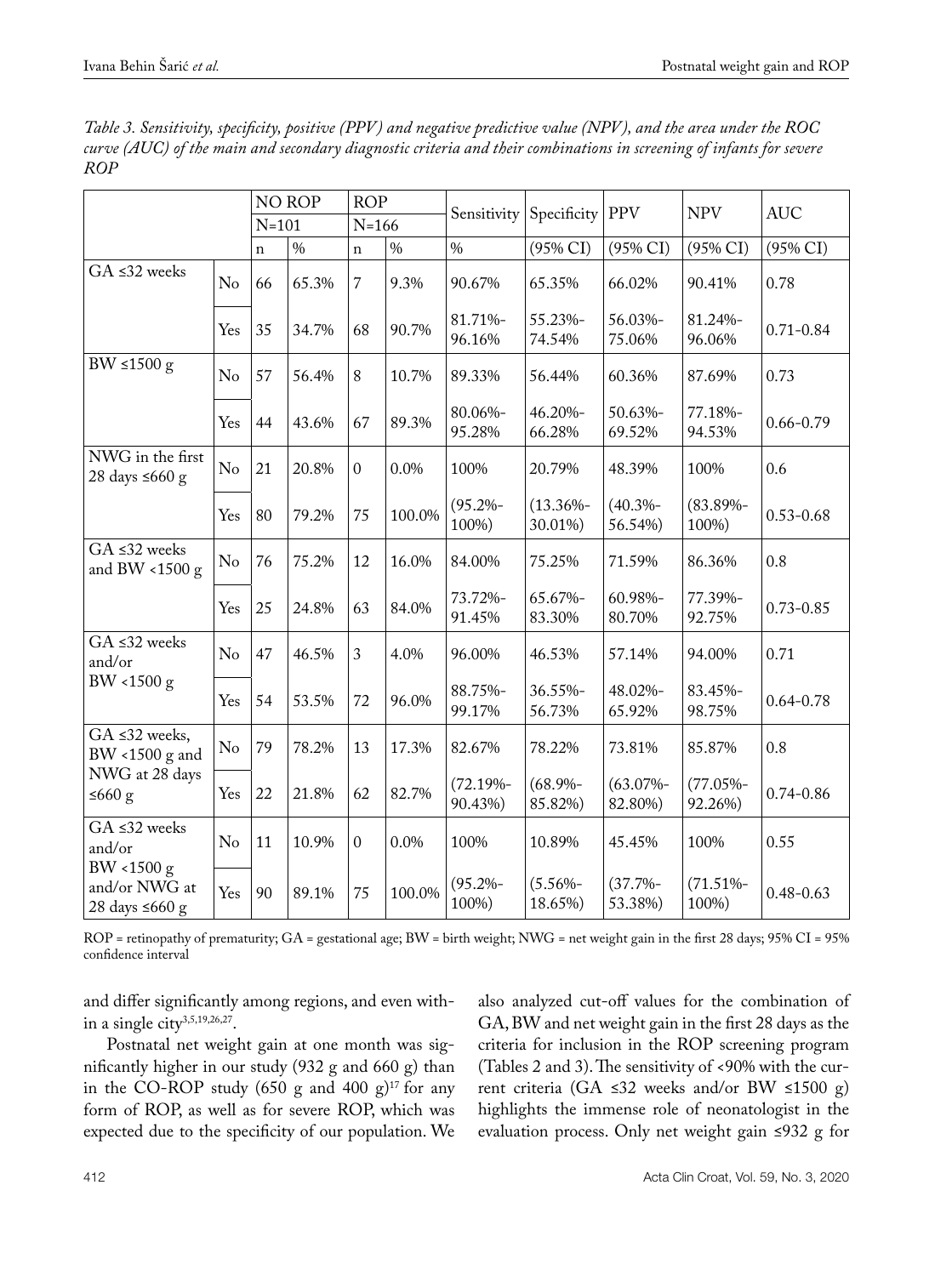*Table 3. Sensitivity, specificity, positive (PPV) and negative predictive value (NPV), and the area under the ROC curve (AUC) of the main and secondary diagnostic criteria and their combinations in screening of infants for severe ROP*

| | | NO ROP | | ROP | | Sensitivity | Specificity | PPV | NPV | AUC |
|---|---|---|---|---|---|---|---|---|---|---|
| | | N=101 | | N=166 | | | | | | |
| | | n | % | n | % | % | (95% CI) | (95% CI) | (95% CI) | (95% CI) |
| GA ≤32 weeks | No | 66 | 65.3% | 7 | 9.3% | 90.67% | 65.35% | 66.02% | 90.41% | 0.78 |
| | Yes | 35 | 34.7% | 68 | 90.7% | 81.71%-96.16% | 55.23%-74.54% | 56.03%-75.06% | 81.24%-96.06% | 0.71-0.84 |
| BW ≤1500 g | No | 57 | 56.4% | 8 | 10.7% | 89.33% | 56.44% | 60.36% | 87.69% | 0.73 |
| | Yes | 44 | 43.6% | 67 | 89.3% | 80.06%-95.28% | 46.20%-66.28% | 50.63%-69.52% | 77.18%-94.53% | 0.66-0.79 |
| NWG in the first 28 days ≤660 g | No | 21 | 20.8% | 0 | 0.0% | 100% | 20.79% | 48.39% | 100% | 0.6 |
| | Yes | 80 | 79.2% | 75 | 100.0% | (95.2%-100%) | (13.36%-30.01%) | (40.3%-56.54%) | (83.89%-100%) | 0.53-0.68 |
| GA ≤32 weeks and BW <1500 g | No | 76 | 75.2% | 12 | 16.0% | 84.00% | 75.25% | 71.59% | 86.36% | 0.8 |
| | Yes | 25 | 24.8% | 63 | 84.0% | 73.72%-91.45% | 65.67%-83.30% | 60.98%-80.70% | 77.39%-92.75% | 0.73-0.85 |
| GA ≤32 weeks and/or BW <1500 g | No | 47 | 46.5% | 3 | 4.0% | 96.00% | 46.53% | 57.14% | 94.00% | 0.71 |
| | Yes | 54 | 53.5% | 72 | 96.0% | 88.75%-99.17% | 36.55%-56.73% | 48.02%-65.92% | 83.45%-98.75% | 0.64-0.78 |
| GA ≤32 weeks, BW <1500 g and NWG at 28 days ≤660 g | No | 79 | 78.2% | 13 | 17.3% | 82.67% | 78.22% | 73.81% | 85.87% | 0.8 |
| | Yes | 22 | 21.8% | 62 | 82.7% | (72.19%-90.43%) | (68.9%-85.82%) | (63.07%-82.80%) | (77.05%-92.26%) | 0.74-0.86 |
| GA ≤32 weeks and/or BW <1500 g and/or NWG at 28 days ≤660 g | No | 11 | 10.9% | 0 | 0.0% | 100% | 10.89% | 45.45% | 100% | 0.55 |
| | Yes | 90 | 89.1% | 75 | 100.0% | (95.2%-100%) | (5.56%-18.65%) | (37.7%-53.38%) | (71.51%-100%) | 0.48-0.63 |

ROP = retinopathy of prematurity; GA = gestational age; BW = birth weight; NWG = net weight gain in the first 28 days; 95% CI = 95% confidence interval

and differ significantly among regions, and even within a single city[3,5,19,26,27].

Postnatal net weight gain at one month was significantly higher in our study (932 g and 660 g) than in the CO-ROP study (650 g and 400 g)[17] for any form of ROP, as well as for severe ROP, which was expected due to the specificity of our population. We also analyzed cut-off values for the combination of GA, BW and net weight gain in the first 28 days as the criteria for inclusion in the ROP screening program (Tables 2 and 3). The sensitivity of <90% with the current criteria (GA ≤32 weeks and/or BW ≤1500 g) highlights the immense role of neonatologist in the evaluation process. Only net weight gain ≤932 g for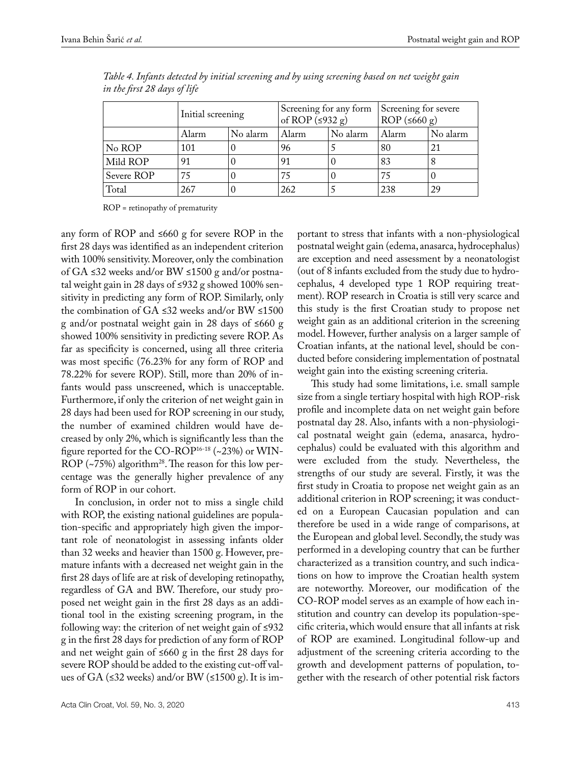*Table 4. Infants detected by initial screening and by using screening based on net weight gain in the first 28 days of life*

| | Initial screening | | Screening for any form of ROP (≤932 g) | | Screening for severe ROP (≤660 g) | |
|---|---|---|---|---|---|---|
| | Alarm | No alarm | Alarm | No alarm | Alarm | No alarm |
| No ROP | 101 | 0 | 96 | 5 | 80 | 21 |
| Mild ROP | 91 | 0 | 91 | 0 | 83 | 8 |
| Severe ROP | 75 | 0 | 75 | 0 | 75 | 0 |
| Total | 267 | 0 | 262 | 5 | 238 | 29 |

ROP = retinopathy of prematurity

any form of ROP and ≤660 g for severe ROP in the first 28 days was identified as an independent criterion with 100% sensitivity. Moreover, only the combination of GA ≤32 weeks and/or BW ≤1500 g and/or postnatal weight gain in 28 days of ≤932 g showed 100% sensitivity in predicting any form of ROP. Similarly, only the combination of GA ≤32 weeks and/or BW ≤1500 g and/or postnatal weight gain in 28 days of ≤660 g showed 100% sensitivity in predicting severe ROP. As far as specificity is concerned, using all three criteria was most specific (76.23% for any form of ROP and 78.22% for severe ROP). Still, more than 20% of infants would pass unscreened, which is unacceptable. Furthermore, if only the criterion of net weight gain in 28 days had been used for ROP screening in our study, the number of examined children would have decreased by only 2%, which is significantly less than the figure reported for the CO-ROP[16-18] (~23%) or WINROP (~75%) algorithm[28]. The reason for this low percentage was the generally higher prevalence of any form of ROP in our cohort.

In conclusion, in order not to miss a single child with ROP, the existing national guidelines are population-specific and appropriately high given the important role of neonatologist in assessing infants older than 32 weeks and heavier than 1500 g. However, premature infants with a decreased net weight gain in the first 28 days of life are at risk of developing retinopathy, regardless of GA and BW. Therefore, our study proposed net weight gain in the first 28 days as an additional tool in the existing screening program, in the following way: the criterion of net weight gain of ≤932 g in the first 28 days for prediction of any form of ROP and net weight gain of ≤660 g in the first 28 days for severe ROP should be added to the existing cut-off values of GA (≤32 weeks) and/or BW (≤1500 g). It is important to stress that infants with a non-physiological postnatal weight gain (edema, anasarca, hydrocephalus) are exception and need assessment by a neonatologist (out of 8 infants excluded from the study due to hydrocephalus, 4 developed type 1 ROP requiring treatment). ROP research in Croatia is still very scarce and this study is the first Croatian study to propose net weight gain as an additional criterion in the screening model. However, further analysis on a larger sample of Croatian infants, at the national level, should be conducted before considering implementation of postnatal weight gain into the existing screening criteria.

This study had some limitations, i.e. small sample size from a single tertiary hospital with high ROP-risk profile and incomplete data on net weight gain before postnatal day 28. Also, infants with a non-physiological postnatal weight gain (edema, anasarca, hydrocephalus) could be evaluated with this algorithm and were excluded from the study. Nevertheless, the strengths of our study are several. Firstly, it was the first study in Croatia to propose net weight gain as an additional criterion in ROP screening; it was conducted on a European Caucasian population and can therefore be used in a wide range of comparisons, at the European and global level. Secondly, the study was performed in a developing country that can be further characterized as a transition country, and such indications on how to improve the Croatian health system are noteworthy. Moreover, our modification of the CO-ROP model serves as an example of how each institution and country can develop its population-specific criteria, which would ensure that all infants at risk of ROP are examined. Longitudinal follow-up and adjustment of the screening criteria according to the growth and development patterns of population, together with the research of other potential risk factors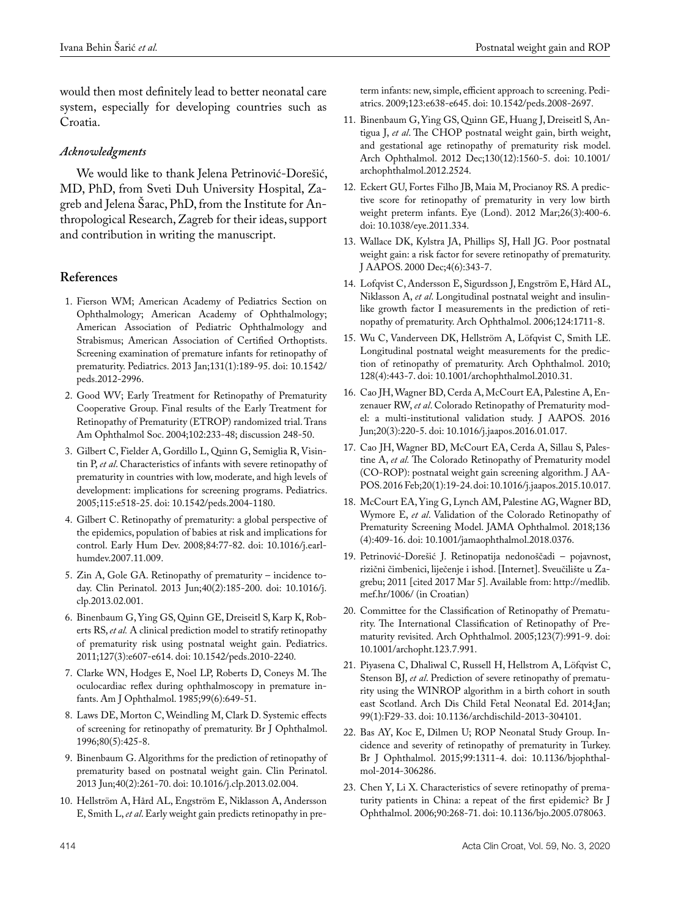would then most definitely lead to better neonatal care system, especially for developing countries such as Croatia.

### *Acknowledgments*

We would like to thank Jelena Petrinović-Dorešić, MD, PhD, from Sveti Duh University Hospital, Zagreb and Jelena Šarac, PhD, from the Institute for Anthropological Research, Zagreb for their ideas, support and contribution in writing the manuscript.

## References

1. Fierson WM; American Academy of Pediatrics Section on Ophthalmology; American Academy of Ophthalmology; American Association of Pediatric Ophthalmology and Strabismus; American Association of Certified Orthoptists. Screening examination of premature infants for retinopathy of prematurity. Pediatrics. 2013 Jan;131(1):189-95. doi: 10.1542/peds.2012-2996.
2. Good WV; Early Treatment for Retinopathy of Prematurity Cooperative Group. Final results of the Early Treatment for Retinopathy of Prematurity (ETROP) randomized trial. Trans Am Ophthalmol Soc. 2004;102:233-48; discussion 248-50.
3. Gilbert C, Fielder A, Gordillo L, Quinn G, Semiglia R, Visintin P, *et al*. Characteristics of infants with severe retinopathy of prematurity in countries with low, moderate, and high levels of development: implications for screening programs. Pediatrics. 2005;115:e518-25. doi: 10.1542/peds.2004-1180.
4. Gilbert C. Retinopathy of prematurity: a global perspective of the epidemics, population of babies at risk and implications for control. Early Hum Dev. 2008;84:77-82. doi: 10.1016/j.earlhumdev.2007.11.009.
5. Zin A, Gole GA. Retinopathy of prematurity – incidence today. Clin Perinatol. 2013 Jun;40(2):185-200. doi: 10.1016/j.clp.2013.02.001.
6. Binenbaum G, Ying GS, Quinn GE, Dreiseitl S, Karp K, Roberts RS, *et al.* A clinical prediction model to stratify retinopathy of prematurity risk using postnatal weight gain. Pediatrics. 2011;127(3):e607-e614. doi: 10.1542/peds.2010-2240.
7. Clarke WN, Hodges E, Noel LP, Roberts D, Coneys M. The oculocardiac reflex during ophthalmoscopy in premature infants. Am J Ophthalmol. 1985;99(6):649-51.
8. Laws DE, Morton C, Weindling M, Clark D. Systemic effects of screening for retinopathy of prematurity. Br J Ophthalmol. 1996;80(5):425-8.
9. Binenbaum G. Algorithms for the prediction of retinopathy of prematurity based on postnatal weight gain. Clin Perinatol. 2013 Jun;40(2):261-70. doi: 10.1016/j.clp.2013.02.004.
10. Hellström A, Hård AL, Engström E, Niklasson A, Andersson E, Smith L, *et al*. Early weight gain predicts retinopathy in preterm infants: new, simple, efficient approach to screening. Pediatrics. 2009;123:e638-e645. doi: 10.1542/peds.2008-2697.
11. Binenbaum G, Ying GS, Quinn GE, Huang J, Dreiseitl S, Antigua J, *et al*. The CHOP postnatal weight gain, birth weight, and gestational age retinopathy of prematurity risk model. Arch Ophthalmol. 2012 Dec;130(12):1560-5. doi: 10.1001/archophthalmol.2012.2524.
12. Eckert GU, Fortes Filho JB, Maia M, Procianoy RS. A predictive score for retinopathy of prematurity in very low birth weight preterm infants. Eye (Lond). 2012 Mar;26(3):400-6. doi: 10.1038/eye.2011.334.
13. Wallace DK, Kylstra JA, Phillips SJ, Hall JG. Poor postnatal weight gain: a risk factor for severe retinopathy of prematurity. J AAPOS. 2000 Dec;4(6):343-7.
14. Lofqvist C, Andersson E, Sigurdsson J, Engström E, Hård AL, Niklasson A, *et al*. Longitudinal postnatal weight and insulinlike growth factor I measurements in the prediction of retinopathy of prematurity. Arch Ophthalmol. 2006;124:1711-8.
15. Wu C, Vanderveen DK, Hellström A, Löfqvist C, Smith LE. Longitudinal postnatal weight measurements for the prediction of retinopathy of prematurity. Arch Ophthalmol. 2010; 128(4):443-7. doi: 10.1001/archophthalmol.2010.31.
16. Cao JH, Wagner BD, Cerda A, McCourt EA, Palestine A, Enzenauer RW, *et al*. Colorado Retinopathy of Prematurity model: a multi-institutional validation study. J AAPOS. 2016 Jun;20(3):220-5. doi: 10.1016/j.jaapos.2016.01.017.
17. Cao JH, Wagner BD, McCourt EA, Cerda A, Sillau S, Palestine A, *et al.* The Colorado Retinopathy of Prematurity model (CO-ROP): postnatal weight gain screening algorithm. J AAPOS. 2016 Feb;20(1):19-24. doi: 10.1016/j.jaapos.2015.10.017.
18. McCourt EA, Ying G, Lynch AM, Palestine AG, Wagner BD, Wymore E, *et al*. Validation of the Colorado Retinopathy of Prematurity Screening Model. JAMA Ophthalmol. 2018;136 (4):409-16. doi: 10.1001/jamaophthalmol.2018.0376.
19. Petrinović-Dorešić J. Retinopatija nedonoščadi – pojavnost, rizični čimbenici, liječenje i ishod. [Internet]. Sveučilište u Zagrebu; 2011 [cited 2017 Mar 5]. Available from: http://medlib.mef.hr/1006/ (in Croatian)
20. Committee for the Classification of Retinopathy of Prematurity. The International Classification of Retinopathy of Prematurity revisited. Arch Ophthalmol. 2005;123(7):991-9. doi: 10.1001/archopht.123.7.991.
21. Piyasena C, Dhaliwal C, Russell H, Hellstrom A, Löfqvist C, Stenson BJ, *et al*. Prediction of severe retinopathy of prematurity using the WINROP algorithm in a birth cohort in south east Scotland. Arch Dis Child Fetal Neonatal Ed. 2014;Jan; 99(1):F29-33. doi: 10.1136/archdischild-2013-304101.
22. Bas AY, Koc E, Dilmen U; ROP Neonatal Study Group. Incidence and severity of retinopathy of prematurity in Turkey. Br J Ophthalmol. 2015;99:1311-4. doi: 10.1136/bjophthalmol-2014-306286.
23. Chen Y, Li X. Characteristics of severe retinopathy of prematurity patients in China: a repeat of the first epidemic? Br J Ophthalmol. 2006;90:268-71. doi: 10.1136/bjo.2005.078063.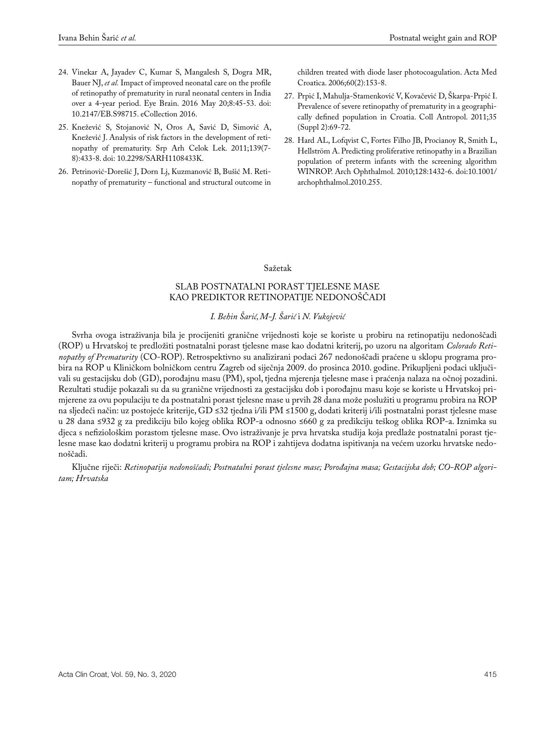24. Vinekar A, Jayadev C, Kumar S, Mangalesh S, Dogra MR, Bauer NJ, *et al.* Impact of improved neonatal care on the profile of retinopathy of prematurity in rural neonatal centers in India over a 4-year period. Eye Brain. 2016 May 20;8:45-53. doi: 10.2147/EB.S98715. eCollection 2016.
25. Knežević S, Stojanović N, Oros A, Savić D, Simović A, Knežević J. Analysis of risk factors in the development of retinopathy of prematurity. Srp Arh Celok Lek. 2011;139(7-8):433-8. doi: 10.2298/SARH1108433K.
26. Petrinović-Dorešić J, Dorn Lj, Kuzmanović B, Bušić M. Retinopathy of prematurity – functional and structural outcome in children treated with diode laser photocoagulation. Acta Med Croatica. 2006;60(2):153-8.
27. Prpić I, Mahulja-Stamenković V, Kovačević D, Škarpa-Prpić I. Prevalence of severe retinopathy of prematurity in a geographically defined population in Croatia. Coll Antropol. 2011;35 (Suppl 2):69-72.
28. Hard AL, Lofqvist C, Fortes Filho JB, Procianoy R, Smith L, Hellström A. Predicting proliferative retinopathy in a Brazilian population of preterm infants with the screening algorithm WINROP. Arch Ophthalmol. 2010;128:1432-6. doi:10.1001/archophthalmol.2010.255.

## Sažetak

### SLAB POSTNATALNI PORAST TJELESNE MASE KAO PREDIKTOR RETINOPATIJE NEDONOŠČADI

*I. Behin Šarić, M-J. Šarić* i *N. Vukojević*

Svrha ovoga istraživanja bila je procijeniti granične vrijednosti koje se koriste u probiru na retinopatiju nedonoščadi (ROP) u Hrvatskoj te predložiti postnatalni porast tjelesne mase kao dodatni kriterij, po uzoru na algoritam *Colorado Retinopathy of Prematurity* (CO-ROP). Retrospektivno su analizirani podaci 267 nedonoščadi praćene u sklopu programa probira na ROP u Kliničkom bolničkom centru Zagreb od siječnja 2009. do prosinca 2010. godine. Prikupljeni podaci uključivali su gestacijsku dob (GD), porođajnu masu (PM), spol, tjedna mjerenja tjelesne mase i praćenja nalaza na očnoj pozadini. Rezultati studije pokazali su da su granične vrijednosti za gestacijsku dob i porođajnu masu koje se koriste u Hrvatskoj primjerene za ovu populaciju te da postnatalni porast tjelesne mase u prvih 28 dana može poslužiti u programu probira na ROP na sljedeći način: uz postojeće kriterije, GD ≤32 tjedna i/ili PM ≤1500 g, dodati kriterij i/ili postnatalni porast tjelesne mase u 28 dana ≤932 g za predikciju bilo kojeg oblika ROP-a odnosno ≤660 g za predikciju teškog oblika ROP-a. Iznimka su djeca s nefiziološkim porastom tjelesne mase. Ovo istraživanje je prva hrvatska studija koja predlaže postnatalni porast tjelesne mase kao dodatni kriterij u programu probira na ROP i zahtijeva dodatna ispitivanja na većem uzorku hrvatske nedonoščadi.

Ključne riječi: *Retinopatija nedonoščadi; Postnatalni porast tjelesne mase; Porođajna masa; Gestacijska dob; CO-ROP algoritam; Hrvatska*